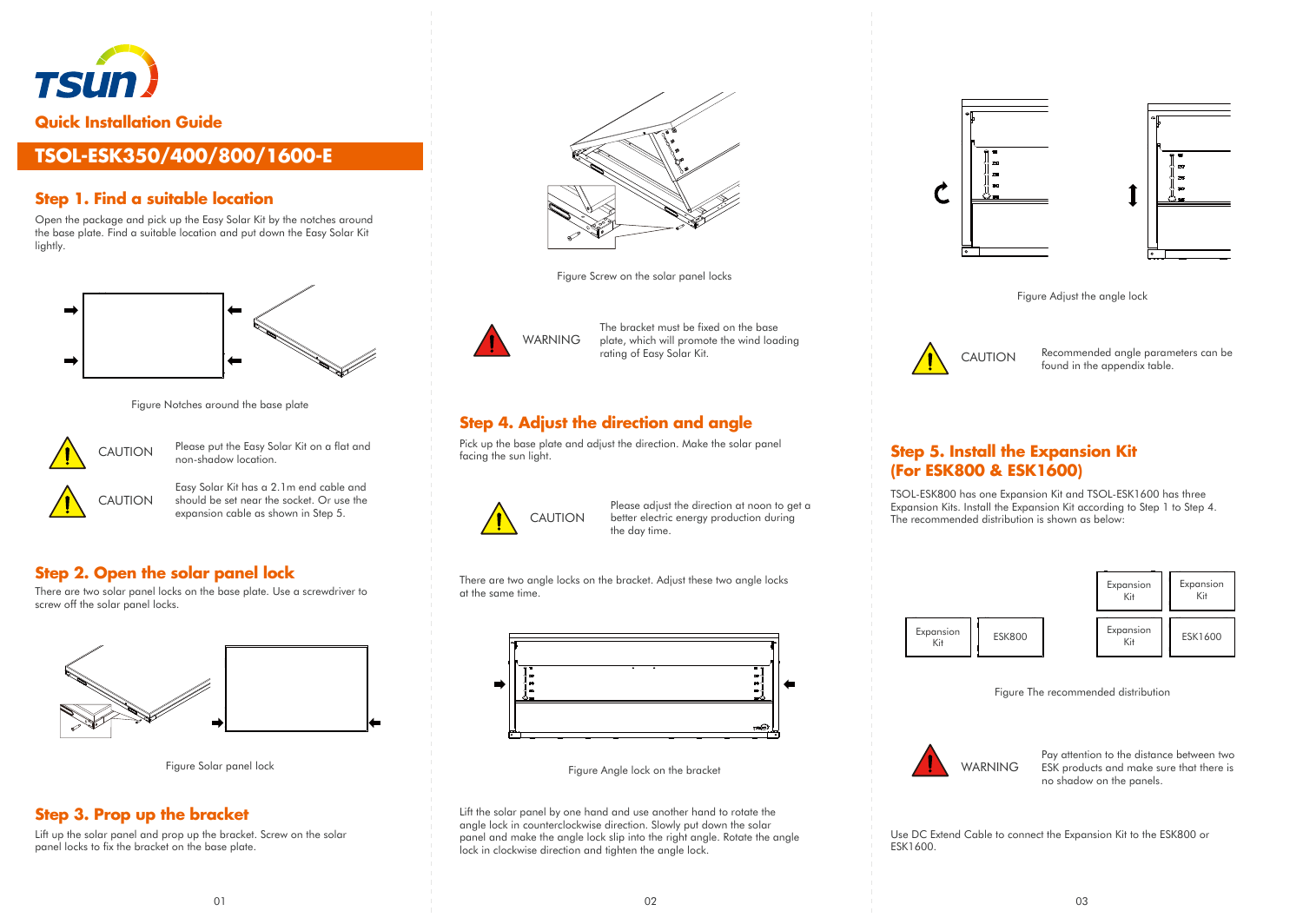# Quick Installation Guide

## TSOL-ESK350/400/800/1600-E

### Step 1. Find a suitable location

Open the package and pick up the Easy Solar Kit by the notches around the base plate. Find a suitable location and put down the Easy Solar Kit lightly.

Figure Notches around the base plate

CAUTION — Please put the Easy Solar Kit on a flat and non-shadow location.

CAUTION — Easy Solar Kit has a 2.1m end cable and should be set near the socket. Or use the expansion cable as shown in Step 5.

### Step 2. Open the solar panel lock

There are two solar panel locks on the base plate. Use a screwdriver to screw off the solar panel locks.

Figure Solar panel lock

### Step 3. Prop up the bracket

Lift up the solar panel and prop up the bracket. Screw on the solar panel locks to fix the bracket on the base plate.

Figure Screw on the solar panel locks

WARNING — The bracket must be fixed on the base plate, which will promote the wind loading rating of Easy Solar Kit.

### Step 4. Adjust the direction and angle

Pick up the base plate and adjust the direction. Make the solar panel facing the sun light.

CAUTION — Please adjust the direction at noon to get a better electric energy production during the day time.

There are two angle locks on the bracket. Adjust these two angle locks at the same time.

Figure Angle lock on the bracket

Lift the solar panel by one hand and use another hand to rotate the angle lock in counterclockwise direction. Slowly put down the solar panel and make the angle lock slip into the right angle. Rotate the angle lock in clockwise direction and tighten the angle lock.

Figure Adjust the angle lock

CAUTION — Recommended angle parameters can be found in the appendix table.

### Step 5. Install the Expansion Kit (For ESK800 & ESK1600)

TSOL-ESK800 has one Expansion Kit and TSOL-ESK1600 has three Expansion Kits. Install the Expansion Kit according to Step 1 to Step 4. The recommended distribution is shown as below:

| Expansion Kit | ESK800 |
|---|---|

| Expansion Kit | Expansion Kit |
|---|---|
| Expansion Kit | ESK1600 |

Figure The recommended distribution

WARNING — Pay attention to the distance between two ESK products and make sure that there is no shadow on the panels.

Use DC Extend Cable to connect the Expansion Kit to the ESK800 or ESK1600.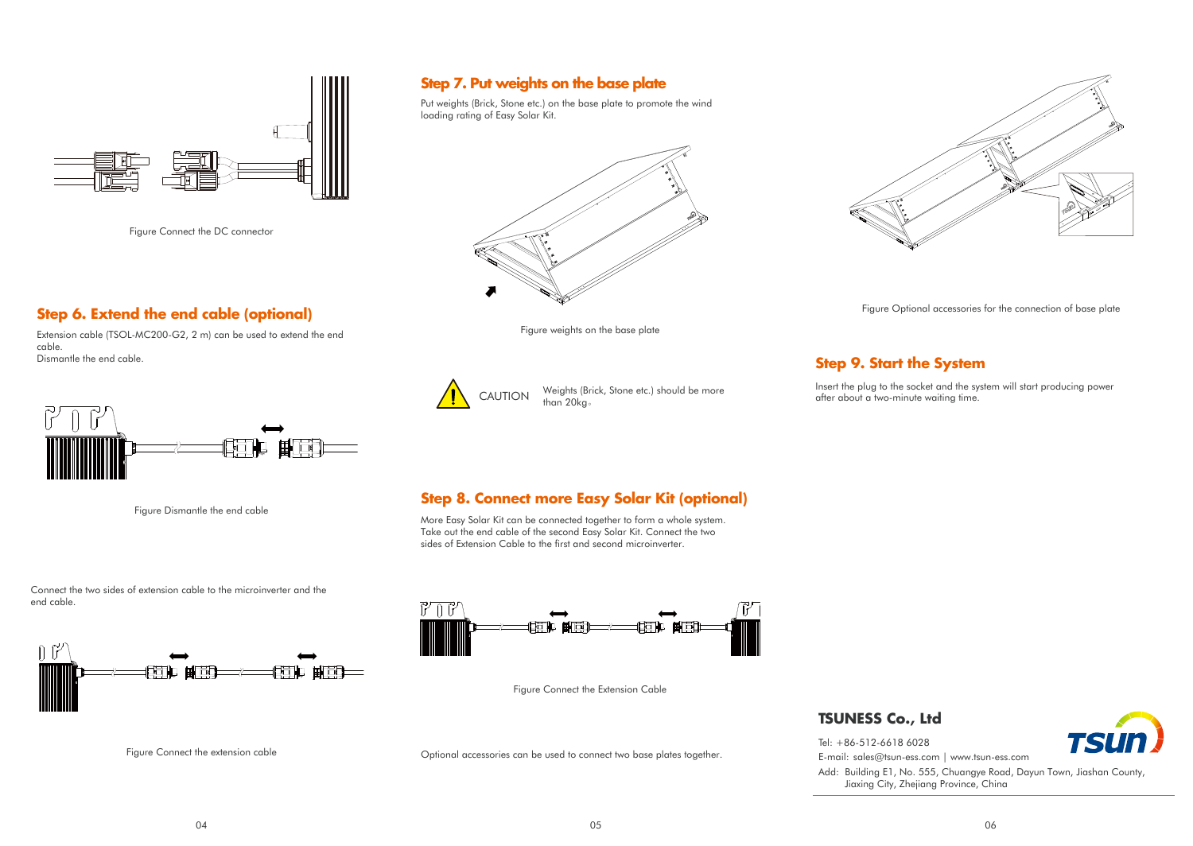Figure Connect the DC connector

## Step 6. Extend the end cable (optional)

Extension cable (TSOL-MC200-G2, 2 m) can be used to extend the end cable.
Dismantle the end cable.

Figure Dismantle the end cable

Connect the two sides of extension cable to the microinverter and the end cable.

Figure Connect the extension cable

## Step 7. Put weights on the base plate

Put weights (Brick, Stone etc.) on the base plate to promote the wind loading rating of Easy Solar Kit.

Figure weights on the base plate

CAUTION Weights (Brick, Stone etc.) should be more than 20kg。

## Step 8. Connect more Easy Solar Kit (optional)

More Easy Solar Kit can be connected together to form a whole system. Take out the end cable of the second Easy Solar Kit. Connect the two sides of Extension Cable to the first and second microinverter.

Figure Connect the Extension Cable

Optional accessories can be used to connect two base plates together.

Figure Optional accessories for the connection of base plate

## Step 9. Start the System

Insert the plug to the socket and the system will start producing power after about a two-minute waiting time.

**TSUNESS Co., Ltd**

Tel: +86-512-6618 6028
E-mail: sales@tsun-ess.com | www.tsun-ess.com
Add: Building E1, No. 555, Chuangye Road, Dayun Town, Jiashan County, Jiaxing City, Zhejiang Province, China